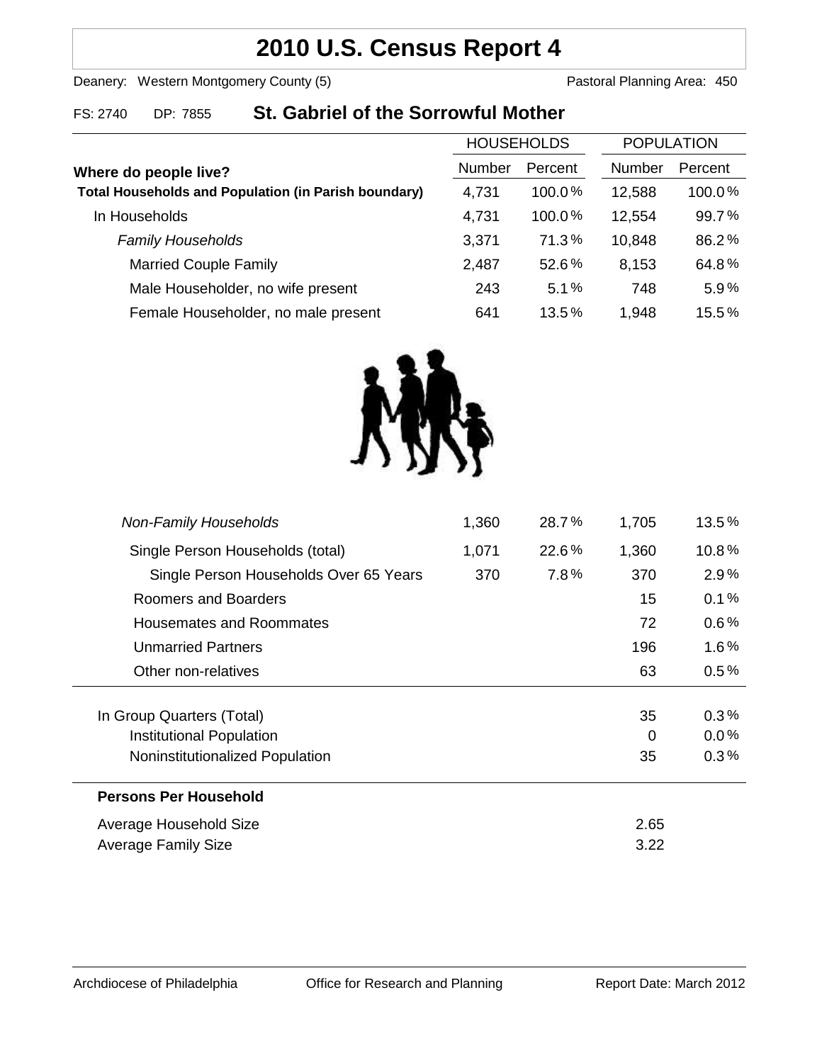# 2010 U.S. Census Report 4

Deanery: Western Montgomery County (5) Pastoral Planning Area: 450

FS: 2740 DP: 7855 **St. Gabriel of the Sorrowful Mother**

| Where do people live? | HOUSEHOLDS | | POPULATION | |
|---|---|---|---|---|
| | Number | Percent | Number | Percent |
| **Total Households and Population (in Parish boundary)** | 4,731 | 100.0% | 12,588 | 100.0% |
| In Households | 4,731 | 100.0% | 12,554 | 99.7% |
| *Family Households* | 3,371 | 71.3% | 10,848 | 86.2% |
| Married Couple Family | 2,487 | 52.6% | 8,153 | 64.8% |
| Male Householder, no wife present | 243 | 5.1% | 748 | 5.9% |
| Female Householder, no male present | 641 | 13.5% | 1,948 | 15.5% |
| *Non-Family Households* | 1,360 | 28.7% | 1,705 | 13.5% |
| Single Person Households (total) | 1,071 | 22.6% | 1,360 | 10.8% |
| Single Person Households Over 65 Years | 370 | 7.8% | 370 | 2.9% |
| Roomers and Boarders | | | 15 | 0.1% |
| Housemates and Roommates | | | 72 | 0.6% |
| Unmarried Partners | | | 196 | 1.6% |
| Other non-relatives | | | 63 | 0.5% |
| In Group Quarters (Total) | | | 35 | 0.3% |
| Institutional Population | | | 0 | 0.0% |
| Noninstitutionalized Population | | | 35 | 0.3% |

**Persons Per Household**

| | |
|---|---|
| Average Household Size | 2.65 |
| Average Family Size | 3.22 |

Archdiocese of Philadelphia Office for Research and Planning Report Date: March 2012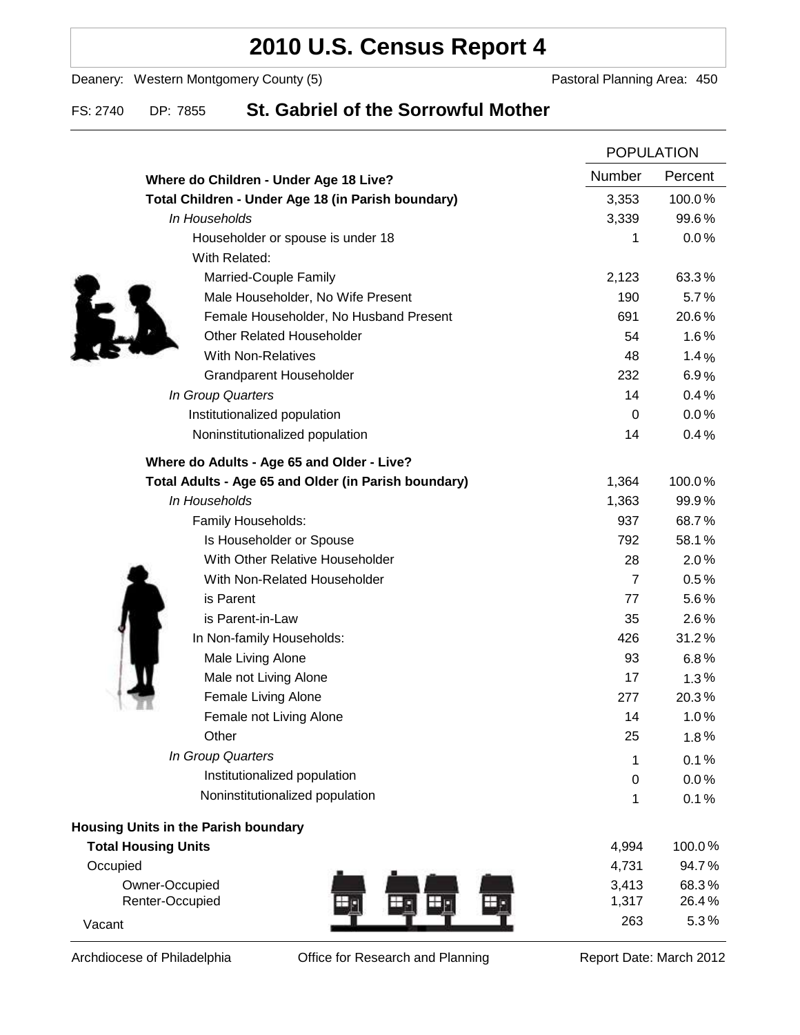# 2010 U.S. Census Report 4

Deanery: Western Montgomery County (5) Pastoral Planning Area: 450

FS: 2740 DP: 7855 **St. Gabriel of the Sorrowful Mother**

| | POPULATION | |
|---|---|---|
| | Number | Percent |
| **Where do Children - Under Age 18 Live?** | | |
| **Total Children - Under Age 18 (in Parish boundary)** | 3,353 | 100.0% |
| *In Households* | 3,339 | 99.6% |
| Householder or spouse is under 18 | 1 | 0.0% |
| With Related: | | |
| Married-Couple Family | 2,123 | 63.3% |
| Male Householder, No Wife Present | 190 | 5.7% |
| Female Householder, No Husband Present | 691 | 20.6% |
| Other Related Householder | 54 | 1.6% |
| With Non-Relatives | 48 | 1.4% |
| Grandparent Householder | 232 | 6.9% |
| *In Group Quarters* | 14 | 0.4% |
| Institutionalized population | 0 | 0.0% |
| Noninstitutionalized population | 14 | 0.4% |
| **Where do Adults - Age 65 and Older - Live?** | | |
| **Total Adults - Age 65 and Older (in Parish boundary)** | 1,364 | 100.0% |
| *In Households* | 1,363 | 99.9% |
| Family Households: | 937 | 68.7% |
| Is Householder or Spouse | 792 | 58.1% |
| With Other Relative Householder | 28 | 2.0% |
| With Non-Related Householder | 7 | 0.5% |
| is Parent | 77 | 5.6% |
| is Parent-in-Law | 35 | 2.6% |
| In Non-family Households: | 426 | 31.2% |
| Male Living Alone | 93 | 6.8% |
| Male not Living Alone | 17 | 1.3% |
| Female Living Alone | 277 | 20.3% |
| Female not Living Alone | 14 | 1.0% |
| Other | 25 | 1.8% |
| *In Group Quarters* | 1 | 0.1% |
| Institutionalized population | 0 | 0.0% |
| Noninstitutionalized population | 1 | 0.1% |
| **Housing Units in the Parish boundary** | | |
| **Total Housing Units** | 4,994 | 100.0% |
| Occupied | 4,731 | 94.7% |
| Owner-Occupied | 3,413 | 68.3% |
| Renter-Occupied | 1,317 | 26.4% |
| Vacant | 263 | 5.3% |

Archdiocese of Philadelphia Office for Research and Planning Report Date: March 2012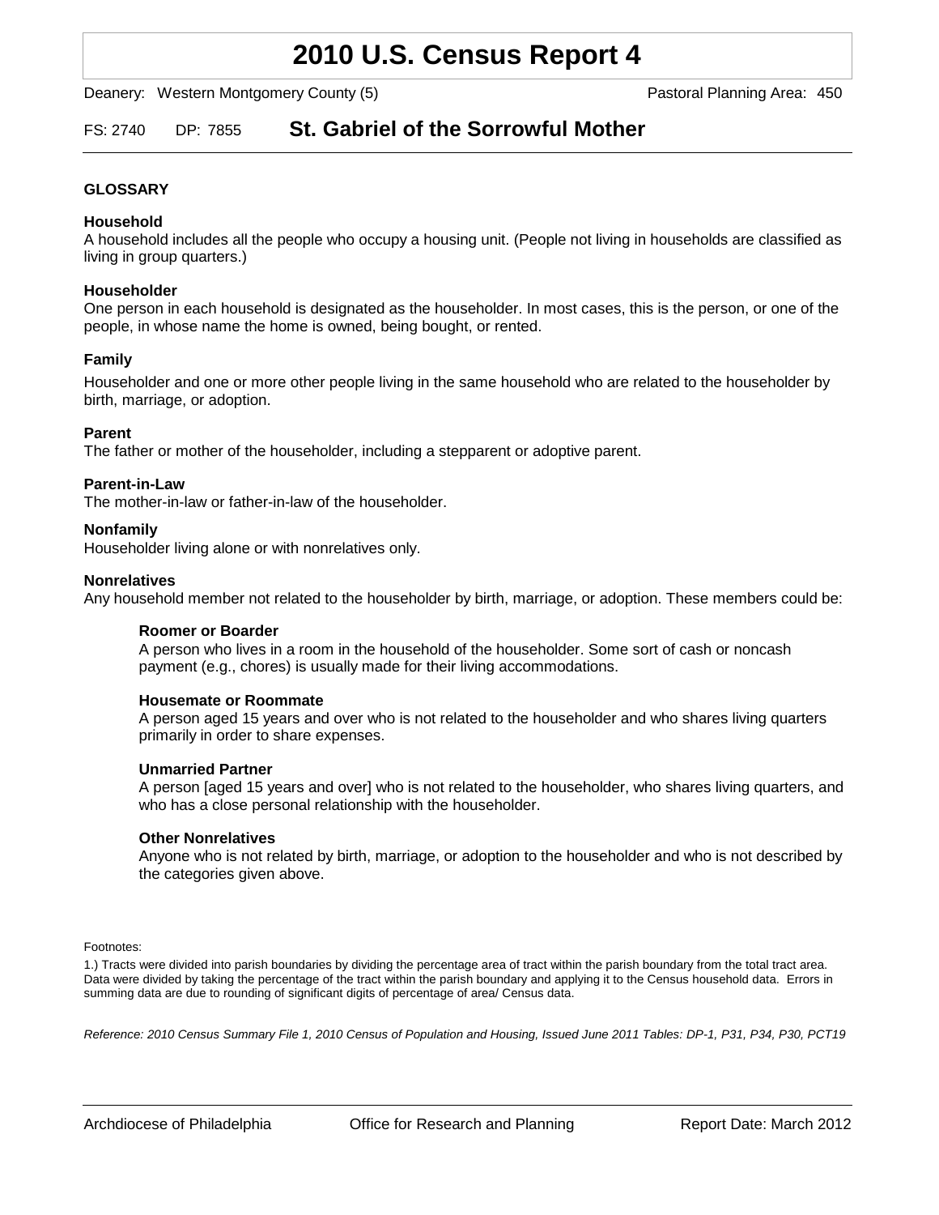# 2010 U.S. Census Report 4

Deanery: Western Montgomery County (5) Pastoral Planning Area: 450

FS: 2740 DP: 7855 **St. Gabriel of the Sorrowful Mother**

## GLOSSARY

**Household**
A household includes all the people who occupy a housing unit. (People not living in households are classified as living in group quarters.)

**Householder**
One person in each household is designated as the householder. In most cases, this is the person, or one of the people, in whose name the home is owned, being bought, or rented.

**Family**
Householder and one or more other people living in the same household who are related to the householder by birth, marriage, or adoption.

**Parent**
The father or mother of the householder, including a stepparent or adoptive parent.

**Parent-in-Law**
The mother-in-law or father-in-law of the householder.

**Nonfamily**
Householder living alone or with nonrelatives only.

**Nonrelatives**
Any household member not related to the householder by birth, marriage, or adoption. These members could be:

> **Roomer or Boarder**
> A person who lives in a room in the household of the householder. Some sort of cash or noncash payment (e.g., chores) is usually made for their living accommodations.
>
> **Housemate or Roommate**
> A person aged 15 years and over who is not related to the householder and who shares living quarters primarily in order to share expenses.
>
> **Unmarried Partner**
> A person [aged 15 years and over] who is not related to the householder, who shares living quarters, and who has a close personal relationship with the householder.
>
> **Other Nonrelatives**
> Anyone who is not related by birth, marriage, or adoption to the householder and who is not described by the categories given above.

Footnotes:

1.) Tracts were divided into parish boundaries by dividing the percentage area of tract within the parish boundary from the total tract area. Data were divided by taking the percentage of the tract within the parish boundary and applying it to the Census household data. Errors in summing data are due to rounding of significant digits of percentage of area/ Census data.

*Reference: 2010 Census Summary File 1, 2010 Census of Population and Housing, Issued June 2011 Tables: DP-1, P31, P34, P30, PCT19*

Archdiocese of Philadelphia Office for Research and Planning Report Date: March 2012